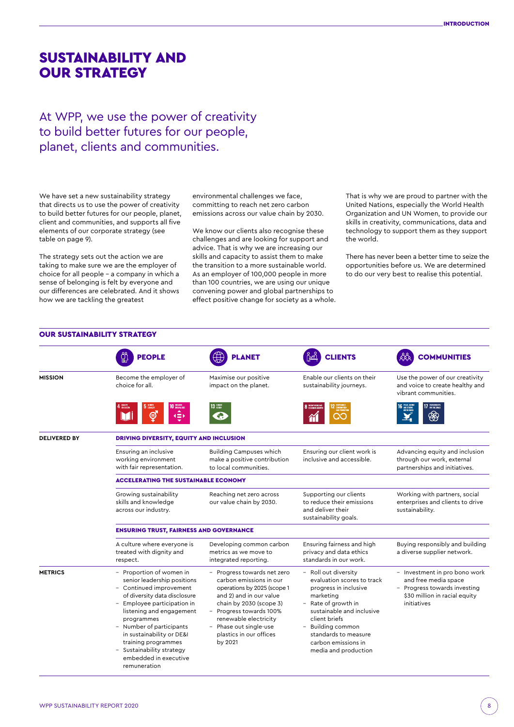# SUSTAINABILITY AND OUR STRATEGY

At WPP, we use the power of creativity to build better futures for our people, planet, clients and communities.

We have set a new sustainability strategy that directs us to use the power of creativity to build better futures for our people, planet, client and communities, and supports all five elements of our corporate strategy (see table on page 9).

The strategy sets out the action we are taking to make sure we are the employer of choice for all people – a company in which a sense of belonging is felt by everyone and our differences are celebrated. And it shows how we are tackling the greatest environmental challenges we face, committing to reach net zero carbon emissions across our value chain by 2030.

We know our clients also recognise these challenges and are looking for support and advice. That is why we are increasing our skills and capacity to assist them to make the transition to a more sustainable world. As an employer of 100,000 people in more than 100 countries, we are using our unique convening power and global partnerships to effect positive change for society as a whole.

That is why we are proud to partner with the United Nations, especially the World Health Organization and UN Women, to provide our skills in creativity, communications, data and technology to support them as they support the world.

There has never been a better time to seize the opportunities before us. We are determined to do our very best to realise this potential.

## OUR SUSTAINABILITY STRATEGY

| | PEOPLE | PLANET | CLIENTS | COMMUNITIES |
|---|---|---|---|---|
| **MISSION** | Become the employer of choice for all. | Maximise our positive impact on the planet. | Enable our clients on their sustainability journeys. | Use the power of our creativity and voice to create healthy and vibrant communities. |
| | SDG 4 Quality Education; SDG 5 Gender Equality; SDG 10 Reduced Inequalities | SDG 13 Climate Action | SDG 8 Decent Work and Economic Growth; SDG 12 Responsible Consumption and Production | SDG 16 Peace, Justice and Strong Institutions; SDG 17 Partnerships for the Goals |
| **DELIVERED BY** | **DRIVING DIVERSITY, EQUITY AND INCLUSION** | | | |
| | Ensuring an inclusive working environment with fair representation. | Building Campuses which make a positive contribution to local communities. | Ensuring our client work is inclusive and accessible. | Advancing equity and inclusion through our work, external partnerships and initiatives. |
| | **ACCELERATING THE SUSTAINABLE ECONOMY** | | | |
| | Growing sustainability skills and knowledge across our industry. | Reaching net zero across our value chain by 2030. | Supporting our clients to reduce their emissions and deliver their sustainability goals. | Working with partners, social enterprises and clients to drive sustainability. |
| | **ENSURING TRUST, FAIRNESS AND GOVERNANCE** | | | |
| | A culture where everyone is treated with dignity and respect. | Developing common carbon metrics as we move to integrated reporting. | Ensuring fairness and high privacy and data ethics standards in our work. | Buying responsibly and building a diverse supplier network. |
| **METRICS** | – Proportion of women in senior leadership positions<br>– Continued improvement of diversity data disclosure<br>– Employee participation in listening and engagement programmes<br>– Number of participants in sustainability or DE&I training programmes<br>– Sustainability strategy embedded in executive remuneration | – Progress towards net zero carbon emissions in our operations by 2025 (scope 1 and 2) and in our value chain by 2030 (scope 3)<br>– Progress towards 100% renewable electricity<br>– Phase out single-use plastics in our offices by 2021 | – Roll out diversity evaluation scores to track progress in inclusive marketing<br>– Rate of growth in sustainable and inclusive client briefs<br>– Building common standards to measure carbon emissions in media and production | – Investment in pro bono work and free media space<br>– Progress towards investing $30 million in racial equity initiatives |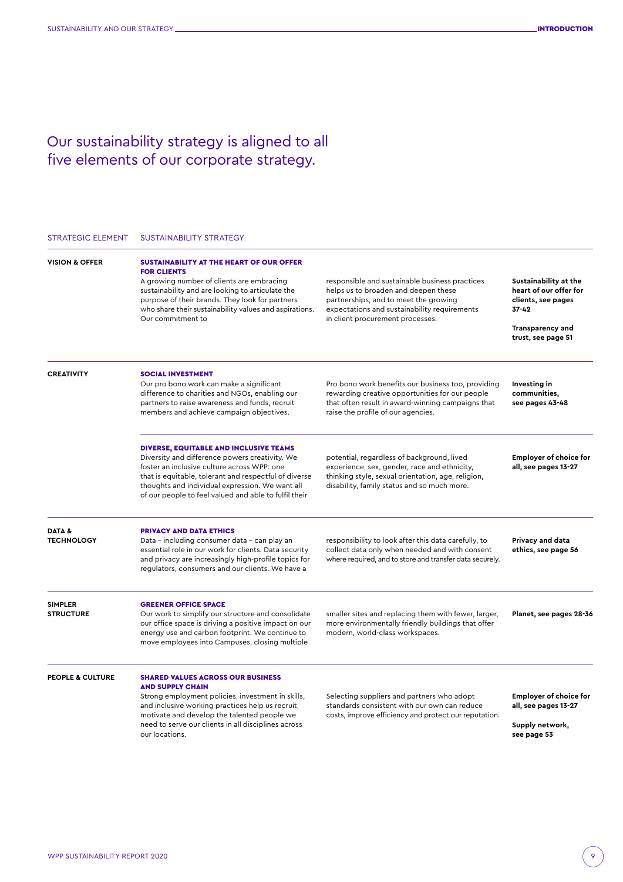# Our sustainability strategy is aligned to all five elements of our corporate strategy.

| STRATEGIC ELEMENT | SUSTAINABILITY STRATEGY | |
|---|---|---|
| **VISION & OFFER** | **SUSTAINABILITY AT THE HEART OF OUR OFFER FOR CLIENTS**<br>A growing number of clients are embracing sustainability and are looking to articulate the purpose of their brands. They look for partners who share their sustainability values and aspirations. Our commitment to responsible and sustainable business practices helps us to broaden and deepen these partnerships, and to meet the growing expectations and sustainability requirements in client procurement processes. | **Sustainability at the heart of our offer for clients, see pages 37-42**<br><br>**Transparency and trust, see page 51** |
| **CREATIVITY** | **SOCIAL INVESTMENT**<br>Our pro bono work can make a significant difference to charities and NGOs, enabling our partners to raise awareness and funds, recruit members and achieve campaign objectives. Pro bono work benefits our business too, providing rewarding creative opportunities for our people that often result in award-winning campaigns that raise the profile of our agencies. | **Investing in communities, see pages 43-48** |
| | **DIVERSE, EQUITABLE AND INCLUSIVE TEAMS**<br>Diversity and difference powers creativity. We foster an inclusive culture across WPP: one that is equitable, tolerant and respectful of diverse thoughts and individual expression. We want all of our people to feel valued and able to fulfil their potential, regardless of background, lived experience, sex, gender, race and ethnicity, thinking style, sexual orientation, age, religion, disability, family status and so much more. | **Employer of choice for all, see pages 13-27** |
| **DATA & TECHNOLOGY** | **PRIVACY AND DATA ETHICS**<br>Data – including consumer data – can play an essential role in our work for clients. Data security and privacy are increasingly high-profile topics for regulators, consumers and our clients. We have a responsibility to look after this data carefully, to collect data only when needed and with consent where required, and to store and transfer data securely. | **Privacy and data ethics, see page 56** |
| **SIMPLER STRUCTURE** | **GREENER OFFICE SPACE**<br>Our work to simplify our structure and consolidate our office space is driving a positive impact on our energy use and carbon footprint. We continue to move employees into Campuses, closing multiple smaller sites and replacing them with fewer, larger, more environmentally friendly buildings that offer modern, world-class workspaces. | **Planet, see pages 28-36** |
| **PEOPLE & CULTURE** | **SHARED VALUES ACROSS OUR BUSINESS AND SUPPLY CHAIN**<br>Strong employment policies, investment in skills, and inclusive working practices help us recruit, motivate and develop the talented people we need to serve our clients in all disciplines across our locations. Selecting suppliers and partners who adopt standards consistent with our own can reduce costs, improve efficiency and protect our reputation. | **Employer of choice for all, see pages 13-27**<br><br>**Supply network, see page 53** |